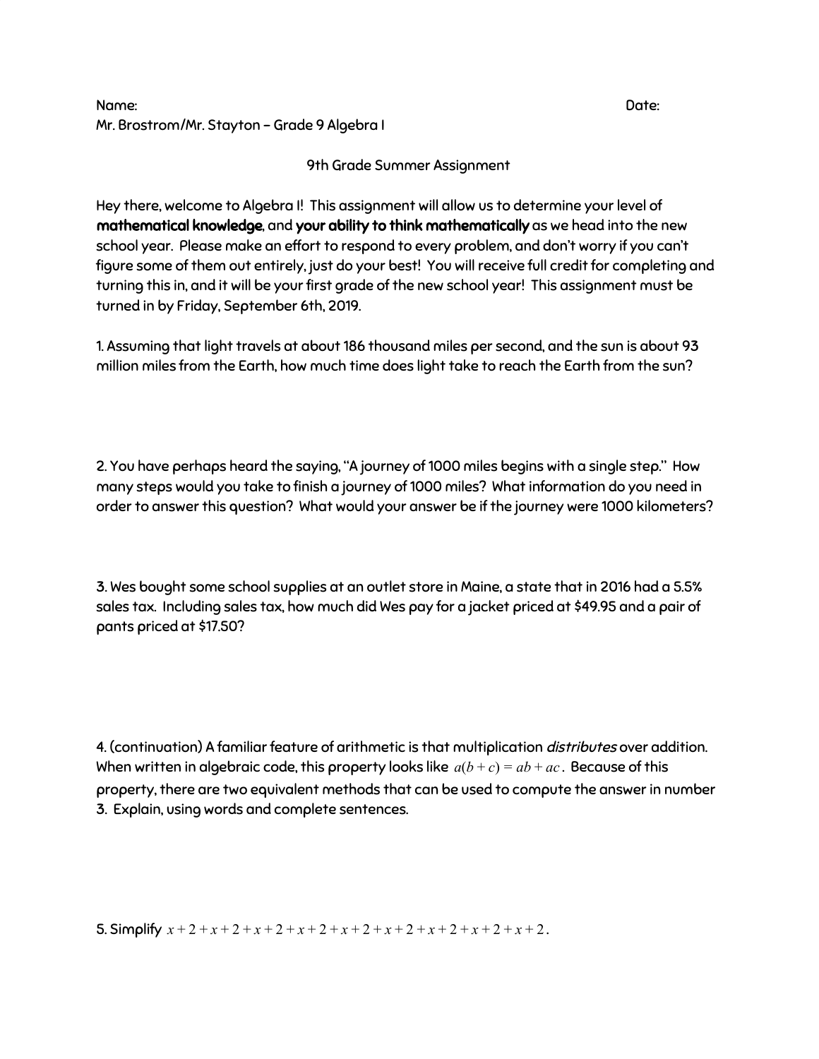Name: Date:

Mr. Brostrom/Mr. Stayton – Grade 9 Algebra I

## 9th Grade Summer Assignment

Hey there, welcome to Algebra I! This assignment will allow us to determine your level of **mathematical knowledge**, and **your ability to think mathematically** as we head into the new school year. Please make an effort to respond to every problem, and don't worry if you can't figure some of them out entirely, just do your best! You will receive full credit for completing and turning this in, and it will be your first grade of the new school year! This assignment must be turned in by Friday, September 6th, 2019.

1. Assuming that light travels at about 186 thousand miles per second, and the sun is about 93 million miles from the Earth, how much time does light take to reach the Earth from the sun?

2. You have perhaps heard the saying, "A journey of 1000 miles begins with a single step." How many steps would you take to finish a journey of 1000 miles? What information do you need in order to answer this question? What would your answer be if the journey were 1000 kilometers?

3. Wes bought some school supplies at an outlet store in Maine, a state that in 2016 had a 5.5% sales tax. Including sales tax, how much did Wes pay for a jacket priced at $49.95 and a pair of pants priced at $17.50?

4. (continuation) A familiar feature of arithmetic is that multiplication *distributes* over addition. When written in algebraic code, this property looks like $a(b+c) = ab + ac$. Because of this property, there are two equivalent methods that can be used to compute the answer in number 3. Explain, using words and complete sentences.

5. Simplify $x+2+x+2+x+2+x+2+x+2+x+2+x+2+x+2+x+2$.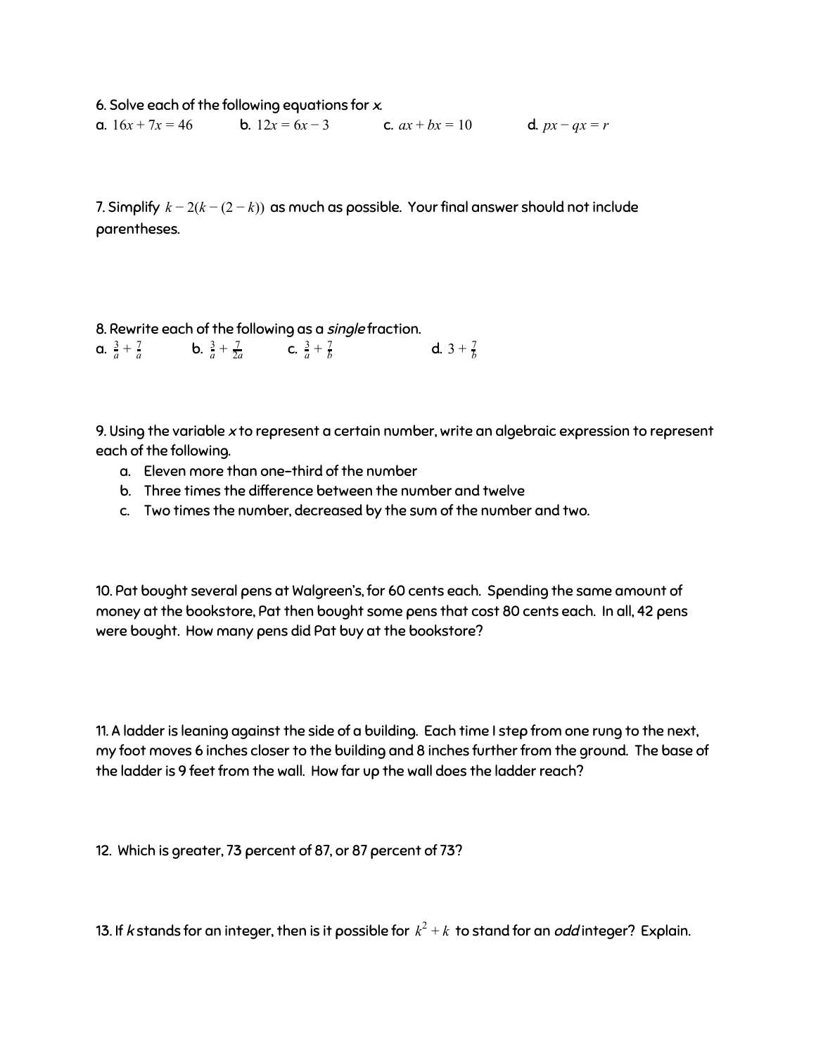6. Solve each of the following equations for *x*.

a. $16x + 7x = 46$ b. $12x = 6x - 3$ c. $ax + bx = 10$ d. $px - qx = r$

7. Simplify $k - 2(k - (2 - k))$ as much as possible. Your final answer should not include parentheses.

8. Rewrite each of the following as a *single* fraction.

a. $\frac{3}{a} + \frac{7}{a}$ b. $\frac{3}{a} + \frac{7}{2a}$ c. $\frac{3}{a} + \frac{7}{b}$ d. $3 + \frac{7}{b}$

9. Using the variable *x* to represent a certain number, write an algebraic expression to represent each of the following.

a. Eleven more than one-third of the number
b. Three times the difference between the number and twelve
c. Two times the number, decreased by the sum of the number and two.

10. Pat bought several pens at Walgreen's, for 60 cents each. Spending the same amount of money at the bookstore, Pat then bought some pens that cost 80 cents each. In all, 42 pens were bought. How many pens did Pat buy at the bookstore?

11. A ladder is leaning against the side of a building. Each time I step from one rung to the next, my foot moves 6 inches closer to the building and 8 inches further from the ground. The base of the ladder is 9 feet from the wall. How far up the wall does the ladder reach?

12. Which is greater, 73 percent of 87, or 87 percent of 73?

13. If *k* stands for an integer, then is it possible for $k^2 + k$ to stand for an *odd* integer? Explain.